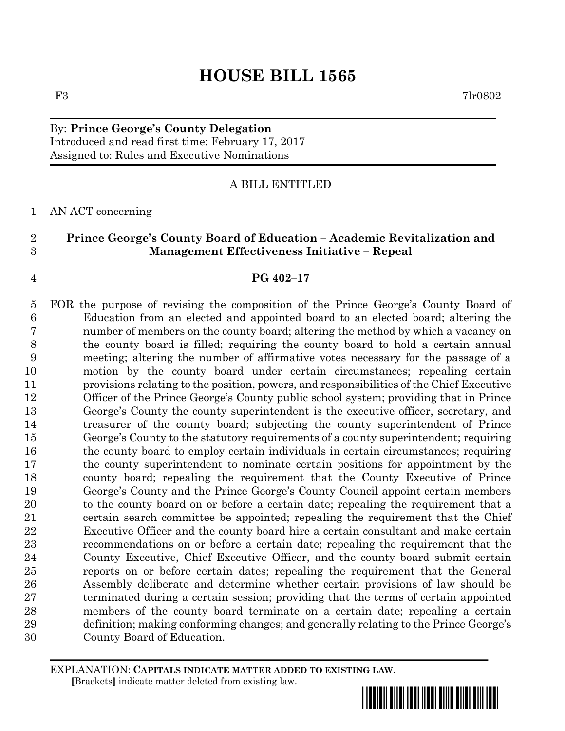# HOUSE BILL 1565

F3 7lr0802

By: **Prince George's County Delegation**
Introduced and read first time: February 17, 2017
Assigned to: Rules and Executive Nominations

A BILL ENTITLED

AN ACT concerning

**Prince George's County Board of Education – Academic Revitalization and Management Effectiveness Initiative – Repeal**

**PG 402–17**

FOR the purpose of revising the composition of the Prince George's County Board of Education from an elected and appointed board to an elected board; altering the number of members on the county board; altering the method by which a vacancy on the county board is filled; requiring the county board to hold a certain annual meeting; altering the number of affirmative votes necessary for the passage of a motion by the county board under certain circumstances; repealing certain provisions relating to the position, powers, and responsibilities of the Chief Executive Officer of the Prince George's County public school system; providing that in Prince George's County the county superintendent is the executive officer, secretary, and treasurer of the county board; subjecting the county superintendent of Prince George's County to the statutory requirements of a county superintendent; requiring the county board to employ certain individuals in certain circumstances; requiring the county superintendent to nominate certain positions for appointment by the county board; repealing the requirement that the County Executive of Prince George's County and the Prince George's County Council appoint certain members to the county board on or before a certain date; repealing the requirement that a certain search committee be appointed; repealing the requirement that the Chief Executive Officer and the county board hire a certain consultant and make certain recommendations on or before a certain date; repealing the requirement that the County Executive, Chief Executive Officer, and the county board submit certain reports on or before certain dates; repealing the requirement that the General Assembly deliberate and determine whether certain provisions of law should be terminated during a certain session; providing that the terms of certain appointed members of the county board terminate on a certain date; repealing a certain definition; making conforming changes; and generally relating to the Prince George's County Board of Education.

EXPLANATION: **CAPITALS INDICATE MATTER ADDED TO EXISTING LAW.**
**[**Brackets**]** indicate matter deleted from existing law.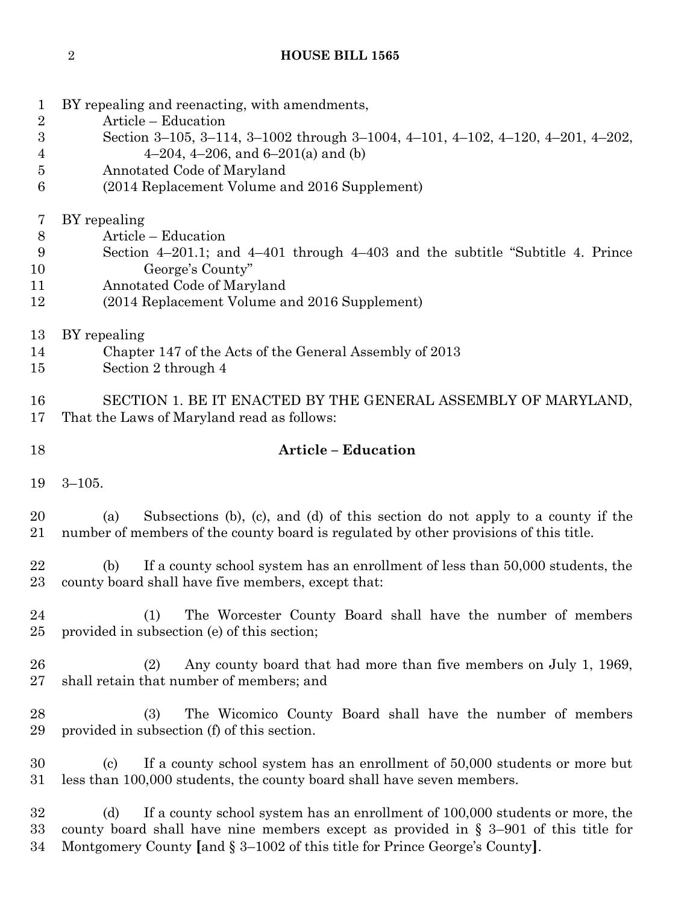BY repealing and reenacting, with amendments,

Article – Education

Section 3–105, 3–114, 3–1002 through 3–1004, 4–101, 4–102, 4–120, 4–201, 4–202, 4–204, 4–206, and 6–201(a) and (b)

Annotated Code of Maryland

(2014 Replacement Volume and 2016 Supplement)

BY repealing

Article – Education

Section 4–201.1; and 4–401 through 4–403 and the subtitle "Subtitle 4. Prince George's County"

Annotated Code of Maryland

(2014 Replacement Volume and 2016 Supplement)

BY repealing

Chapter 147 of the Acts of the General Assembly of 2013

Section 2 through 4

SECTION 1. BE IT ENACTED BY THE GENERAL ASSEMBLY OF MARYLAND, That the Laws of Maryland read as follows:

**Article – Education**

3–105.

(a) Subsections (b), (c), and (d) of this section do not apply to a county if the number of members of the county board is regulated by other provisions of this title.

(b) If a county school system has an enrollment of less than 50,000 students, the county board shall have five members, except that:

(1) The Worcester County Board shall have the number of members provided in subsection (e) of this section;

(2) Any county board that had more than five members on July 1, 1969, shall retain that number of members; and

(3) The Wicomico County Board shall have the number of members provided in subsection (f) of this section.

(c) If a county school system has an enrollment of 50,000 students or more but less than 100,000 students, the county board shall have seven members.

(d) If a county school system has an enrollment of 100,000 students or more, the county board shall have nine members except as provided in § 3–901 of this title for Montgomery County **[**and § 3–1002 of this title for Prince George's County**]**.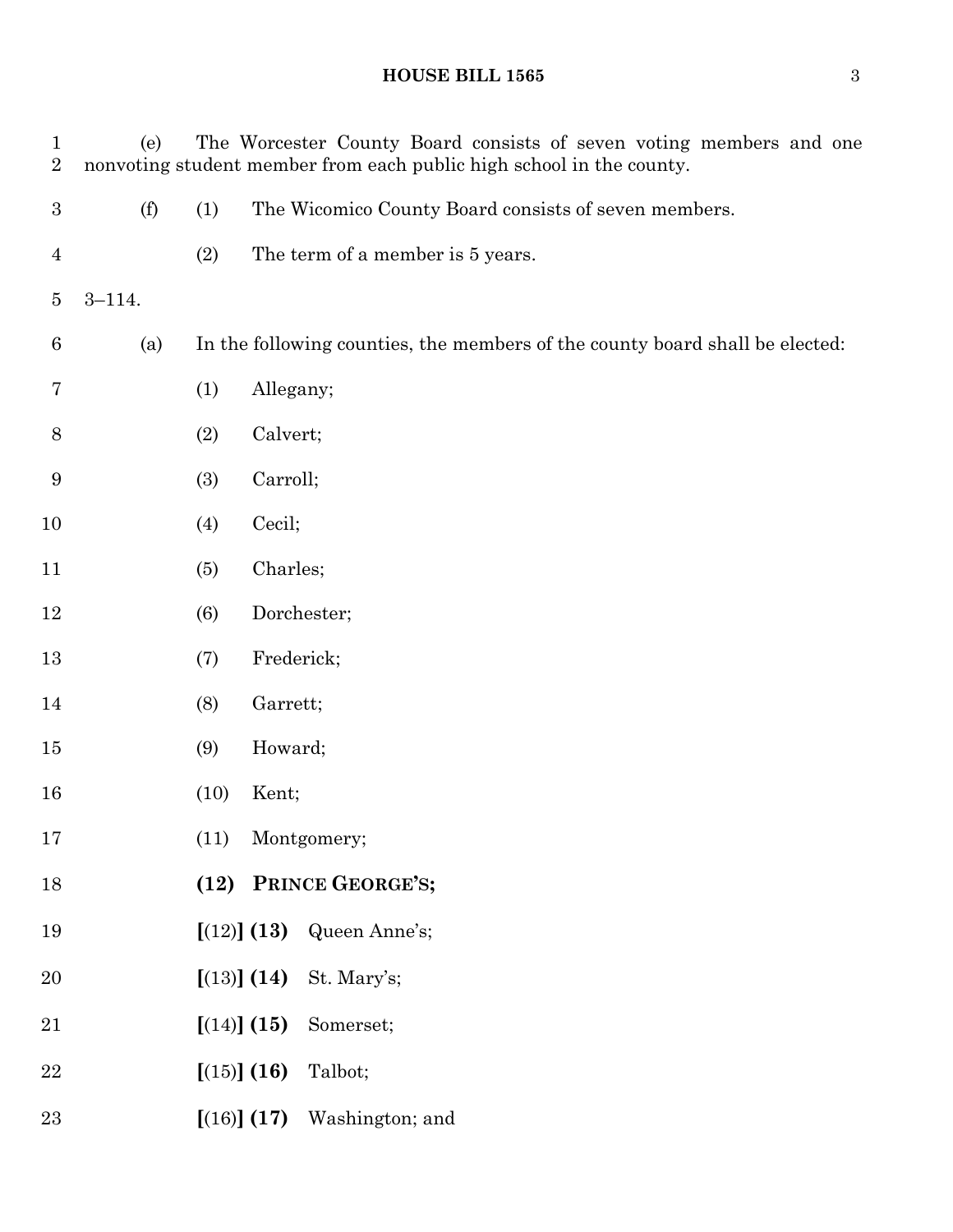(e) The Worcester County Board consists of seven voting members and one nonvoting student member from each public high school in the county.

(f) (1) The Wicomico County Board consists of seven members.

(2) The term of a member is 5 years.

3–114.

(a) In the following counties, the members of the county board shall be elected:

(1) Allegany;

(2) Calvert;

(3) Carroll;

(4) Cecil;

(5) Charles;

(6) Dorchester;

(7) Frederick;

(8) Garrett;

(9) Howard;

(10) Kent;

(11) Montgomery;

**(12) PRINCE GEORGE'S;**

**[**(12)**] (13)** Queen Anne's;

**[**(13)**] (14)** St. Mary's;

**[**(14)**] (15)** Somerset;

**[**(15)**] (16)** Talbot;

**[**(16)**] (17)** Washington; and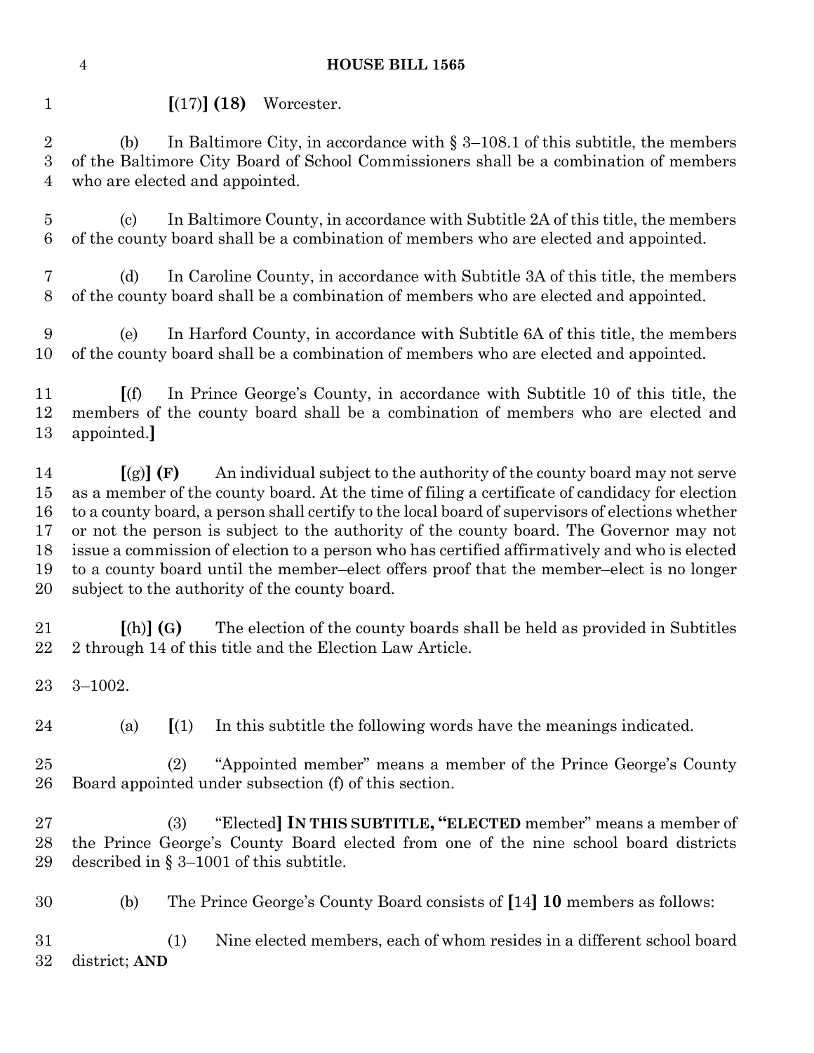[(17)] **(18)** Worcester.

(b) In Baltimore City, in accordance with § 3–108.1 of this subtitle, the members of the Baltimore City Board of School Commissioners shall be a combination of members who are elected and appointed.

(c) In Baltimore County, in accordance with Subtitle 2A of this title, the members of the county board shall be a combination of members who are elected and appointed.

(d) In Caroline County, in accordance with Subtitle 3A of this title, the members of the county board shall be a combination of members who are elected and appointed.

(e) In Harford County, in accordance with Subtitle 6A of this title, the members of the county board shall be a combination of members who are elected and appointed.

[(f) In Prince George's County, in accordance with Subtitle 10 of this title, the members of the county board shall be a combination of members who are elected and appointed.]

[(g)] **(F)** An individual subject to the authority of the county board may not serve as a member of the county board. At the time of filing a certificate of candidacy for election to a county board, a person shall certify to the local board of supervisors of elections whether or not the person is subject to the authority of the county board. The Governor may not issue a commission of election to a person who has certified affirmatively and who is elected to a county board until the member–elect offers proof that the member–elect is no longer subject to the authority of the county board.

[(h)] **(G)** The election of the county boards shall be held as provided in Subtitles 2 through 14 of this title and the Election Law Article.

3–1002.

(a) [(1) In this subtitle the following words have the meanings indicated.

(2) "Appointed member" means a member of the Prince George's County Board appointed under subsection (f) of this section.

(3) "Elected] **IN THIS SUBTITLE, "ELECTED** member" means a member of the Prince George's County Board elected from one of the nine school board districts described in § 3–1001 of this subtitle.

(b) The Prince George's County Board consists of [14] **10** members as follows:

(1) Nine elected members, each of whom resides in a different school board district; **AND**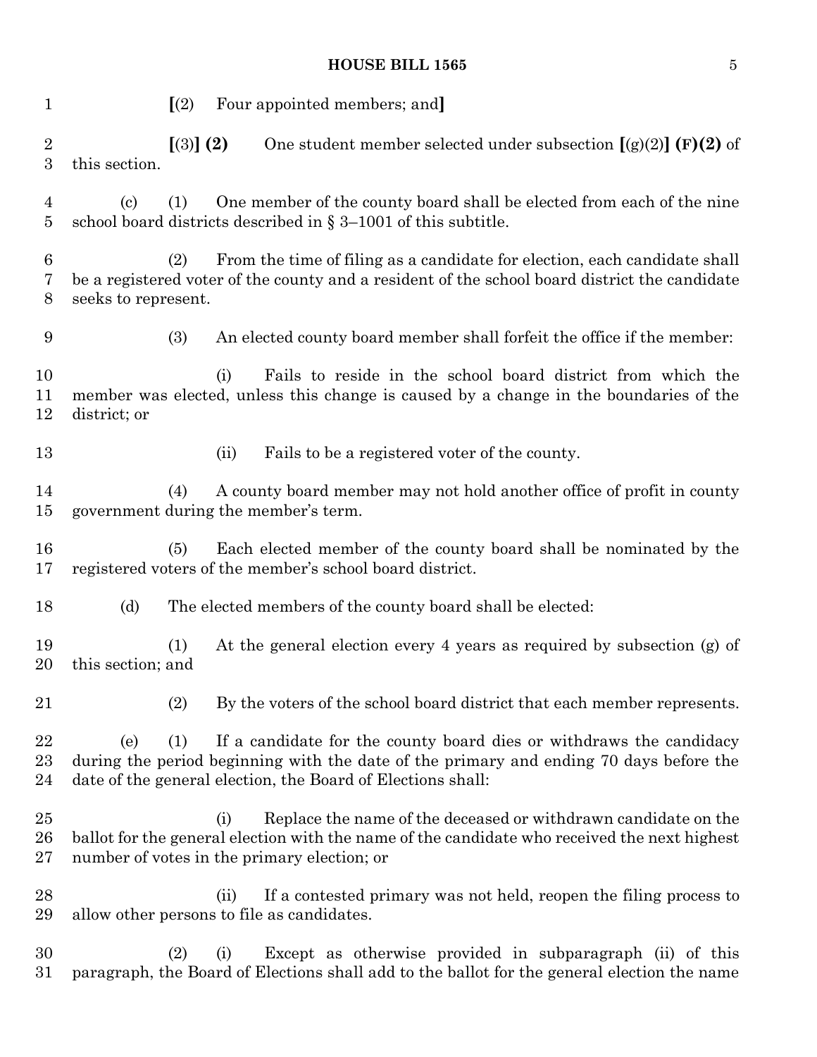**[**(2) Four appointed members; and**]**

**[**(3)**] (2)** One student member selected under subsection **[**(g)(2)**] (F)(2)** of this section.

(c) (1) One member of the county board shall be elected from each of the nine school board districts described in § 3–1001 of this subtitle.

(2) From the time of filing as a candidate for election, each candidate shall be a registered voter of the county and a resident of the school board district the candidate seeks to represent.

(3) An elected county board member shall forfeit the office if the member:

(i) Fails to reside in the school board district from which the member was elected, unless this change is caused by a change in the boundaries of the district; or

(ii) Fails to be a registered voter of the county.

(4) A county board member may not hold another office of profit in county government during the member's term.

(5) Each elected member of the county board shall be nominated by the registered voters of the member's school board district.

(d) The elected members of the county board shall be elected:

(1) At the general election every 4 years as required by subsection (g) of this section; and

(2) By the voters of the school board district that each member represents.

(e) (1) If a candidate for the county board dies or withdraws the candidacy during the period beginning with the date of the primary and ending 70 days before the date of the general election, the Board of Elections shall:

(i) Replace the name of the deceased or withdrawn candidate on the ballot for the general election with the name of the candidate who received the next highest number of votes in the primary election; or

(ii) If a contested primary was not held, reopen the filing process to allow other persons to file as candidates.

(2) (i) Except as otherwise provided in subparagraph (ii) of this paragraph, the Board of Elections shall add to the ballot for the general election the name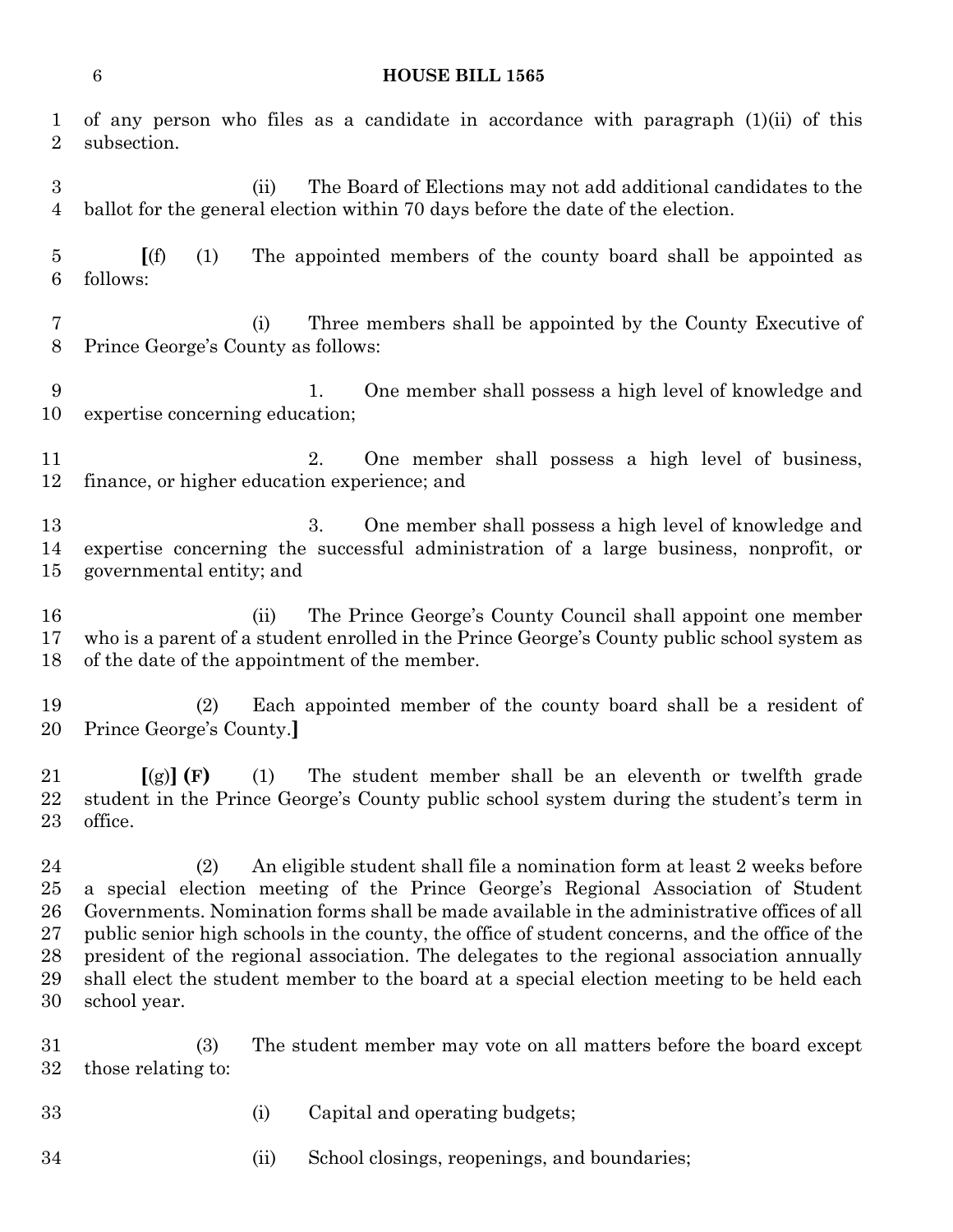of any person who files as a candidate in accordance with paragraph (1)(ii) of this subsection.

(ii) The Board of Elections may not add additional candidates to the ballot for the general election within 70 days before the date of the election.

**[**(f) (1) The appointed members of the county board shall be appointed as follows:

(i) Three members shall be appointed by the County Executive of Prince George's County as follows:

1. One member shall possess a high level of knowledge and expertise concerning education;

2. One member shall possess a high level of business, finance, or higher education experience; and

3. One member shall possess a high level of knowledge and expertise concerning the successful administration of a large business, nonprofit, or governmental entity; and

(ii) The Prince George's County Council shall appoint one member who is a parent of a student enrolled in the Prince George's County public school system as of the date of the appointment of the member.

(2) Each appointed member of the county board shall be a resident of Prince George's County.**]**

**[**(g)**] (F)** (1) The student member shall be an eleventh or twelfth grade student in the Prince George's County public school system during the student's term in office.

(2) An eligible student shall file a nomination form at least 2 weeks before a special election meeting of the Prince George's Regional Association of Student Governments. Nomination forms shall be made available in the administrative offices of all public senior high schools in the county, the office of student concerns, and the office of the president of the regional association. The delegates to the regional association annually shall elect the student member to the board at a special election meeting to be held each school year.

(3) The student member may vote on all matters before the board except those relating to:

(i) Capital and operating budgets;

(ii) School closings, reopenings, and boundaries;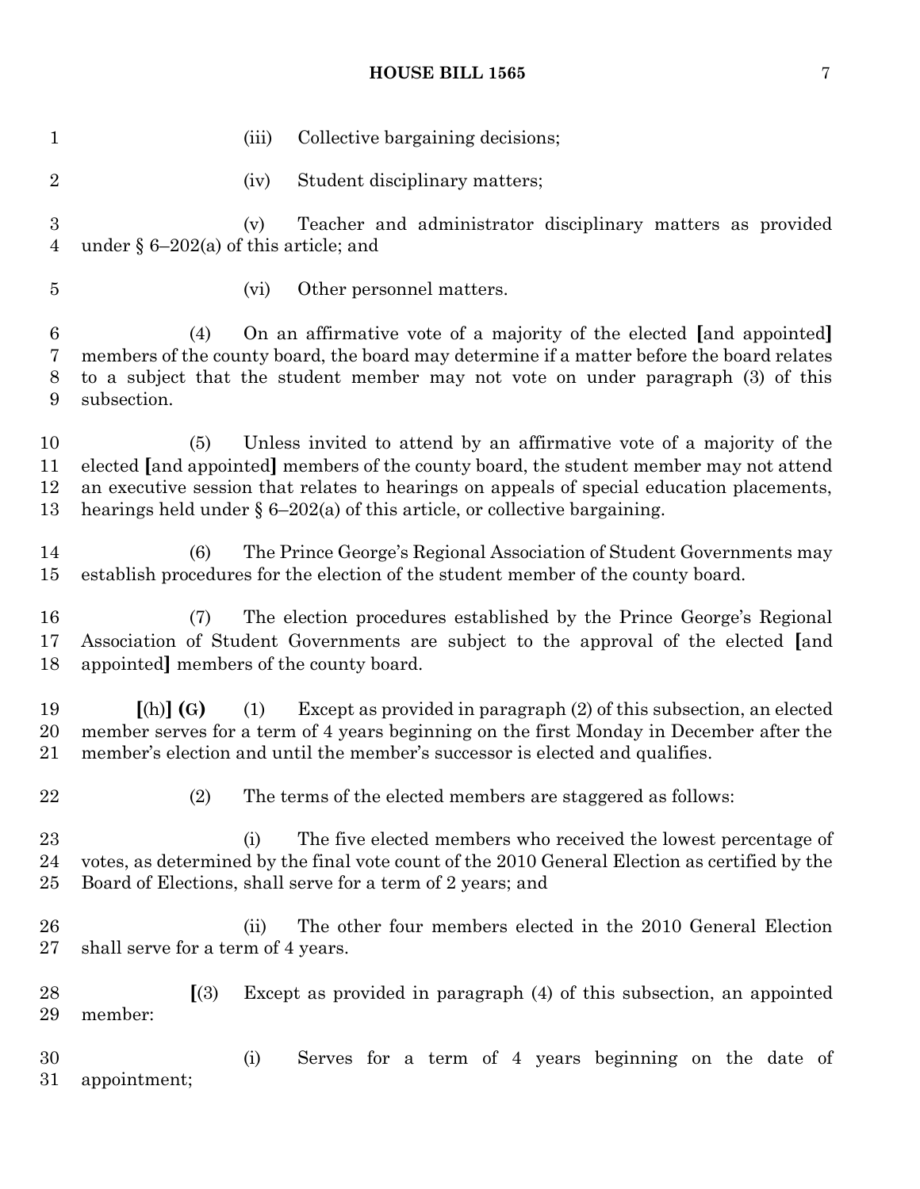(iii) Collective bargaining decisions;

(iv) Student disciplinary matters;

(v) Teacher and administrator disciplinary matters as provided under § 6–202(a) of this article; and

(vi) Other personnel matters.

(4) On an affirmative vote of a majority of the elected **[**and appointed**]** members of the county board, the board may determine if a matter before the board relates to a subject that the student member may not vote on under paragraph (3) of this subsection.

(5) Unless invited to attend by an affirmative vote of a majority of the elected **[**and appointed**]** members of the county board, the student member may not attend an executive session that relates to hearings on appeals of special education placements, hearings held under § 6–202(a) of this article, or collective bargaining.

(6) The Prince George's Regional Association of Student Governments may establish procedures for the election of the student member of the county board.

(7) The election procedures established by the Prince George's Regional Association of Student Governments are subject to the approval of the elected **[**and appointed**]** members of the county board.

**[**(h)**]** **(G)** (1) Except as provided in paragraph (2) of this subsection, an elected member serves for a term of 4 years beginning on the first Monday in December after the member's election and until the member's successor is elected and qualifies.

(2) The terms of the elected members are staggered as follows:

(i) The five elected members who received the lowest percentage of votes, as determined by the final vote count of the 2010 General Election as certified by the Board of Elections, shall serve for a term of 2 years; and

(ii) The other four members elected in the 2010 General Election shall serve for a term of 4 years.

**[**(3) Except as provided in paragraph (4) of this subsection, an appointed member:

(i) Serves for a term of 4 years beginning on the date of appointment;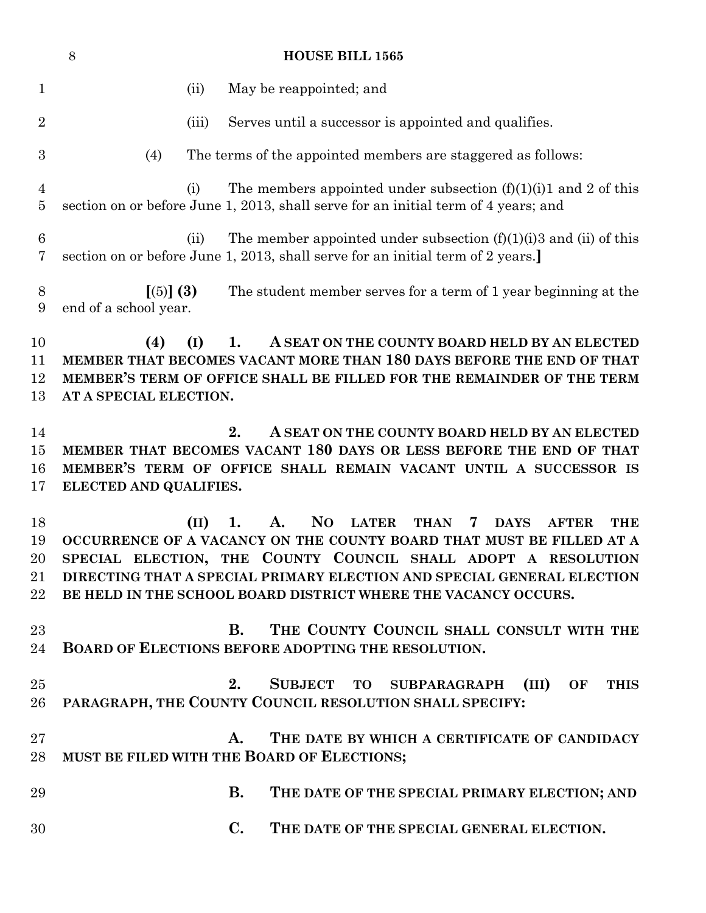(ii) May be reappointed; and

(iii) Serves until a successor is appointed and qualifies.

(4) The terms of the appointed members are staggered as follows:

(i) The members appointed under subsection (f)(1)(i)1 and 2 of this section on or before June 1, 2013, shall serve for an initial term of 4 years; and

(ii) The member appointed under subsection (f)(1)(i)3 and (ii) of this section on or before June 1, 2013, shall serve for an initial term of 2 years.**]**

**[**(5)**] (3)** The student member serves for a term of 1 year beginning at the end of a school year.

**(4) (I) 1. A SEAT ON THE COUNTY BOARD HELD BY AN ELECTED MEMBER THAT BECOMES VACANT MORE THAN 180 DAYS BEFORE THE END OF THAT MEMBER'S TERM OF OFFICE SHALL BE FILLED FOR THE REMAINDER OF THE TERM AT A SPECIAL ELECTION.**

**2. A SEAT ON THE COUNTY BOARD HELD BY AN ELECTED MEMBER THAT BECOMES VACANT 180 DAYS OR LESS BEFORE THE END OF THAT MEMBER'S TERM OF OFFICE SHALL REMAIN VACANT UNTIL A SUCCESSOR IS ELECTED AND QUALIFIES.**

**(II) 1. A. NO LATER THAN 7 DAYS AFTER THE OCCURRENCE OF A VACANCY ON THE COUNTY BOARD THAT MUST BE FILLED AT A SPECIAL ELECTION, THE COUNTY COUNCIL SHALL ADOPT A RESOLUTION DIRECTING THAT A SPECIAL PRIMARY ELECTION AND SPECIAL GENERAL ELECTION BE HELD IN THE SCHOOL BOARD DISTRICT WHERE THE VACANCY OCCURS.**

**B. THE COUNTY COUNCIL SHALL CONSULT WITH THE BOARD OF ELECTIONS BEFORE ADOPTING THE RESOLUTION.**

**2. SUBJECT TO SUBPARAGRAPH (III) OF THIS PARAGRAPH, THE COUNTY COUNCIL RESOLUTION SHALL SPECIFY:**

**A. THE DATE BY WHICH A CERTIFICATE OF CANDIDACY MUST BE FILED WITH THE BOARD OF ELECTIONS;**

**B. THE DATE OF THE SPECIAL PRIMARY ELECTION; AND**

**C. THE DATE OF THE SPECIAL GENERAL ELECTION.**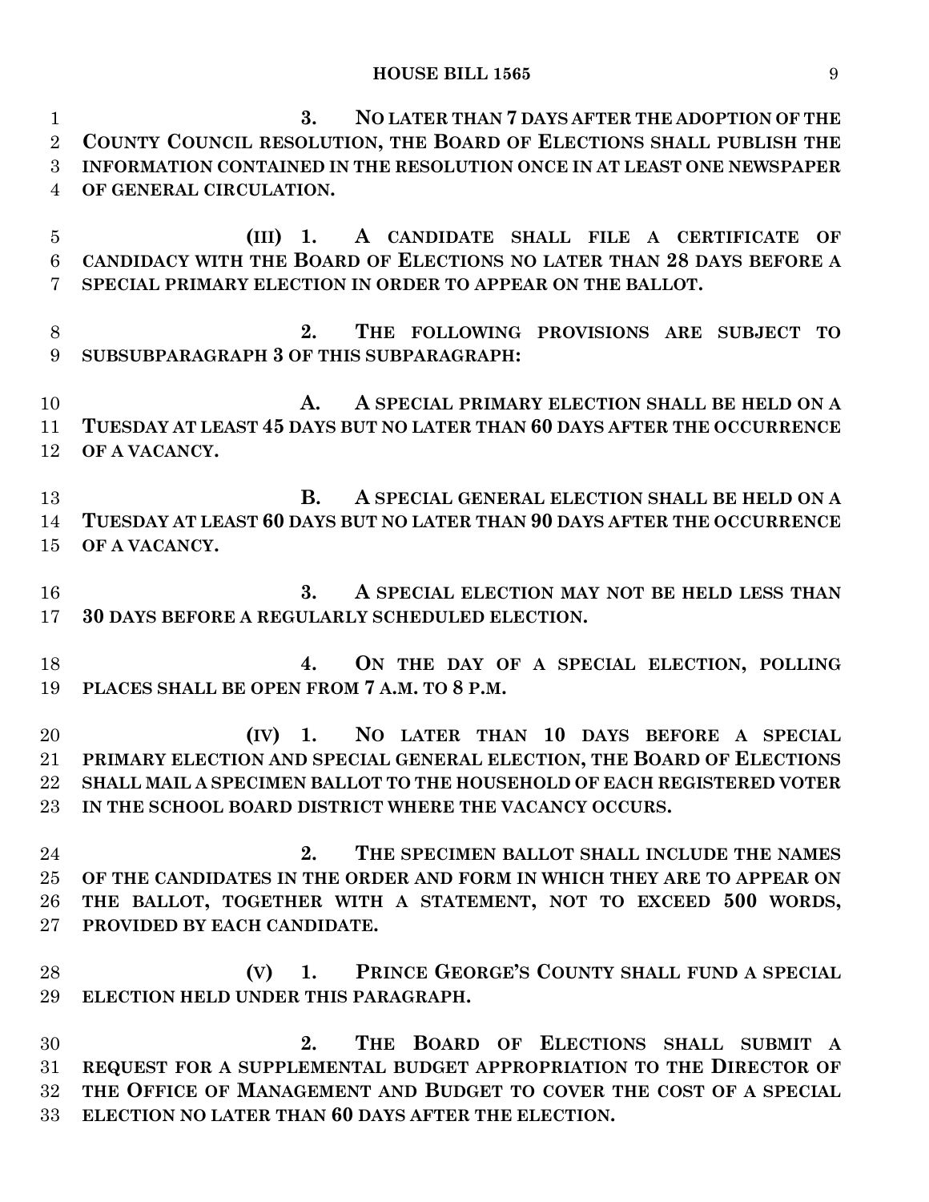**3. NO LATER THAN 7 DAYS AFTER THE ADOPTION OF THE COUNTY COUNCIL RESOLUTION, THE BOARD OF ELECTIONS SHALL PUBLISH THE INFORMATION CONTAINED IN THE RESOLUTION ONCE IN AT LEAST ONE NEWSPAPER OF GENERAL CIRCULATION.**

**(III) 1. A CANDIDATE SHALL FILE A CERTIFICATE OF CANDIDACY WITH THE BOARD OF ELECTIONS NO LATER THAN 28 DAYS BEFORE A SPECIAL PRIMARY ELECTION IN ORDER TO APPEAR ON THE BALLOT.**

**2. THE FOLLOWING PROVISIONS ARE SUBJECT TO SUBSUBPARAGRAPH 3 OF THIS SUBPARAGRAPH:**

**A. A SPECIAL PRIMARY ELECTION SHALL BE HELD ON A TUESDAY AT LEAST 45 DAYS BUT NO LATER THAN 60 DAYS AFTER THE OCCURRENCE OF A VACANCY.**

**B. A SPECIAL GENERAL ELECTION SHALL BE HELD ON A TUESDAY AT LEAST 60 DAYS BUT NO LATER THAN 90 DAYS AFTER THE OCCURRENCE OF A VACANCY.**

**3. A SPECIAL ELECTION MAY NOT BE HELD LESS THAN 30 DAYS BEFORE A REGULARLY SCHEDULED ELECTION.**

**4. ON THE DAY OF A SPECIAL ELECTION, POLLING PLACES SHALL BE OPEN FROM 7 A.M. TO 8 P.M.**

**(IV) 1. NO LATER THAN 10 DAYS BEFORE A SPECIAL PRIMARY ELECTION AND SPECIAL GENERAL ELECTION, THE BOARD OF ELECTIONS SHALL MAIL A SPECIMEN BALLOT TO THE HOUSEHOLD OF EACH REGISTERED VOTER IN THE SCHOOL BOARD DISTRICT WHERE THE VACANCY OCCURS.**

**2. THE SPECIMEN BALLOT SHALL INCLUDE THE NAMES OF THE CANDIDATES IN THE ORDER AND FORM IN WHICH THEY ARE TO APPEAR ON THE BALLOT, TOGETHER WITH A STATEMENT, NOT TO EXCEED 500 WORDS, PROVIDED BY EACH CANDIDATE.**

**(V) 1. PRINCE GEORGE'S COUNTY SHALL FUND A SPECIAL ELECTION HELD UNDER THIS PARAGRAPH.**

**2. THE BOARD OF ELECTIONS SHALL SUBMIT A REQUEST FOR A SUPPLEMENTAL BUDGET APPROPRIATION TO THE DIRECTOR OF THE OFFICE OF MANAGEMENT AND BUDGET TO COVER THE COST OF A SPECIAL ELECTION NO LATER THAN 60 DAYS AFTER THE ELECTION.**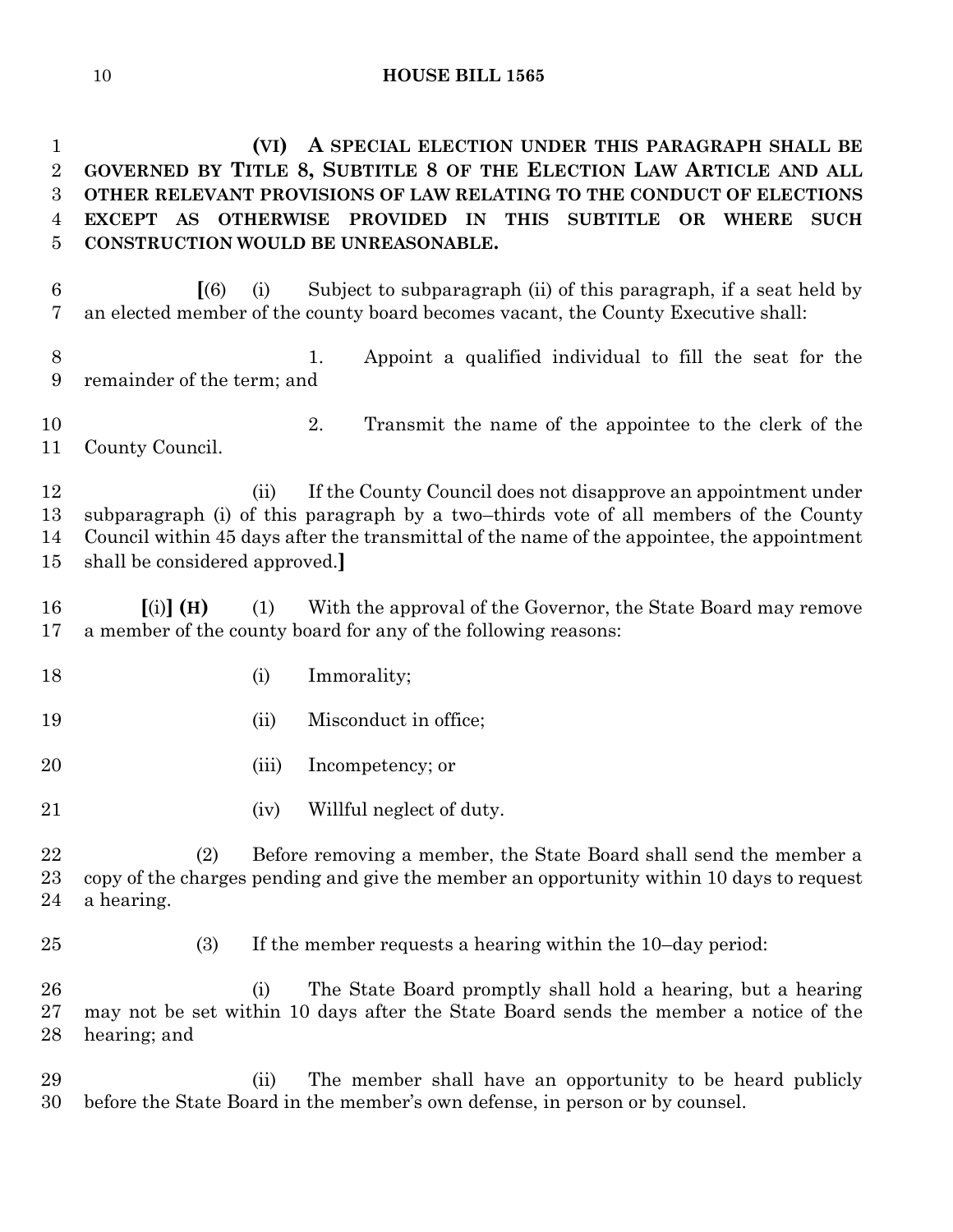**(VI) A SPECIAL ELECTION UNDER THIS PARAGRAPH SHALL BE GOVERNED BY TITLE 8, SUBTITLE 8 OF THE ELECTION LAW ARTICLE AND ALL OTHER RELEVANT PROVISIONS OF LAW RELATING TO THE CONDUCT OF ELECTIONS EXCEPT AS OTHERWISE PROVIDED IN THIS SUBTITLE OR WHERE SUCH CONSTRUCTION WOULD BE UNREASONABLE.**

**[**(6) (i) Subject to subparagraph (ii) of this paragraph, if a seat held by an elected member of the county board becomes vacant, the County Executive shall:

1. Appoint a qualified individual to fill the seat for the remainder of the term; and

2. Transmit the name of the appointee to the clerk of the County Council.

(ii) If the County Council does not disapprove an appointment under subparagraph (i) of this paragraph by a two–thirds vote of all members of the County Council within 45 days after the transmittal of the name of the appointee, the appointment shall be considered approved.**]**

**[**(i)**] (H)** (1) With the approval of the Governor, the State Board may remove a member of the county board for any of the following reasons:

(i) Immorality;

(ii) Misconduct in office;

(iii) Incompetency; or

(iv) Willful neglect of duty.

(2) Before removing a member, the State Board shall send the member a copy of the charges pending and give the member an opportunity within 10 days to request a hearing.

(3) If the member requests a hearing within the 10–day period:

(i) The State Board promptly shall hold a hearing, but a hearing may not be set within 10 days after the State Board sends the member a notice of the hearing; and

(ii) The member shall have an opportunity to be heard publicly before the State Board in the member's own defense, in person or by counsel.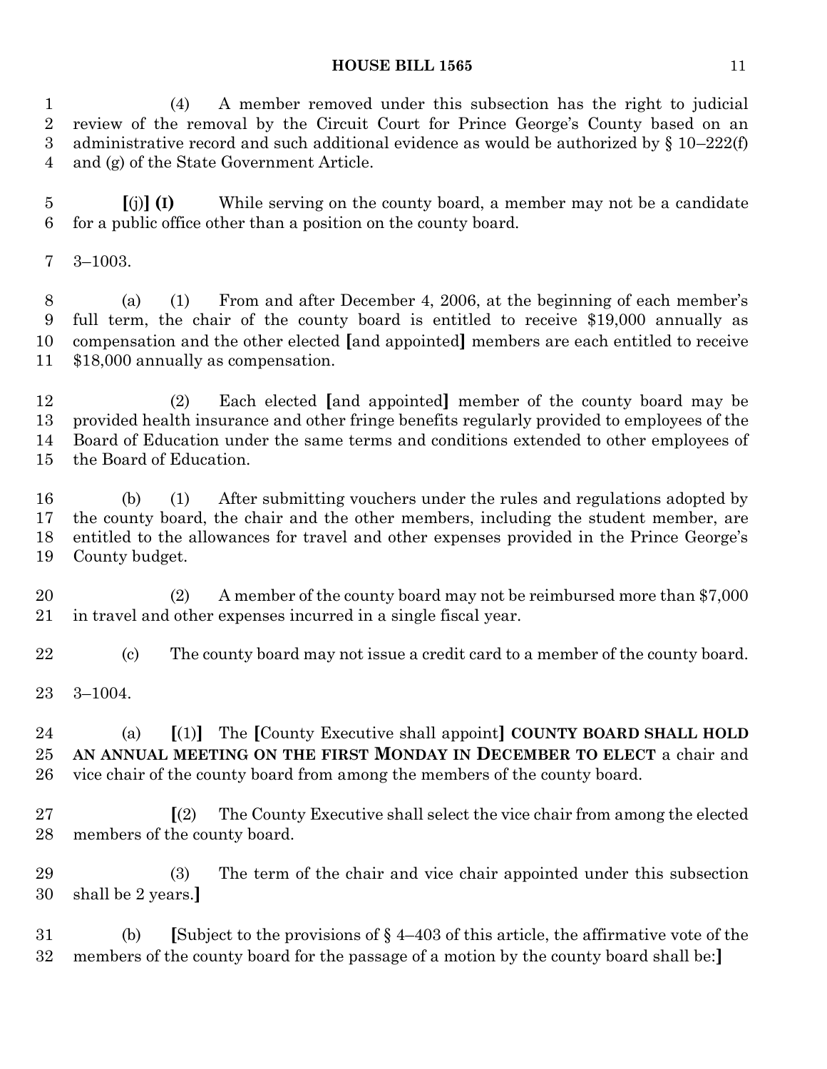(4) A member removed under this subsection has the right to judicial review of the removal by the Circuit Court for Prince George's County based on an administrative record and such additional evidence as would be authorized by § 10–222(f) and (g) of the State Government Article.

**[**(j)**] (I)** While serving on the county board, a member may not be a candidate for a public office other than a position on the county board.

3–1003.

(a) (1) From and after December 4, 2006, at the beginning of each member's full term, the chair of the county board is entitled to receive $19,000 annually as compensation and the other elected **[**and appointed**]** members are each entitled to receive $18,000 annually as compensation.

(2) Each elected **[**and appointed**]** member of the county board may be provided health insurance and other fringe benefits regularly provided to employees of the Board of Education under the same terms and conditions extended to other employees of the Board of Education.

(b) (1) After submitting vouchers under the rules and regulations adopted by the county board, the chair and the other members, including the student member, are entitled to the allowances for travel and other expenses provided in the Prince George's County budget.

(2) A member of the county board may not be reimbursed more than $7,000 in travel and other expenses incurred in a single fiscal year.

(c) The county board may not issue a credit card to a member of the county board.

3–1004.

(a) **[**(1)**]** The **[**County Executive shall appoint**] COUNTY BOARD SHALL HOLD AN ANNUAL MEETING ON THE FIRST MONDAY IN DECEMBER TO ELECT** a chair and vice chair of the county board from among the members of the county board.

**[**(2) The County Executive shall select the vice chair from among the elected members of the county board.

(3) The term of the chair and vice chair appointed under this subsection shall be 2 years.**]**

(b) **[**Subject to the provisions of § 4–403 of this article, the affirmative vote of the members of the county board for the passage of a motion by the county board shall be:**]**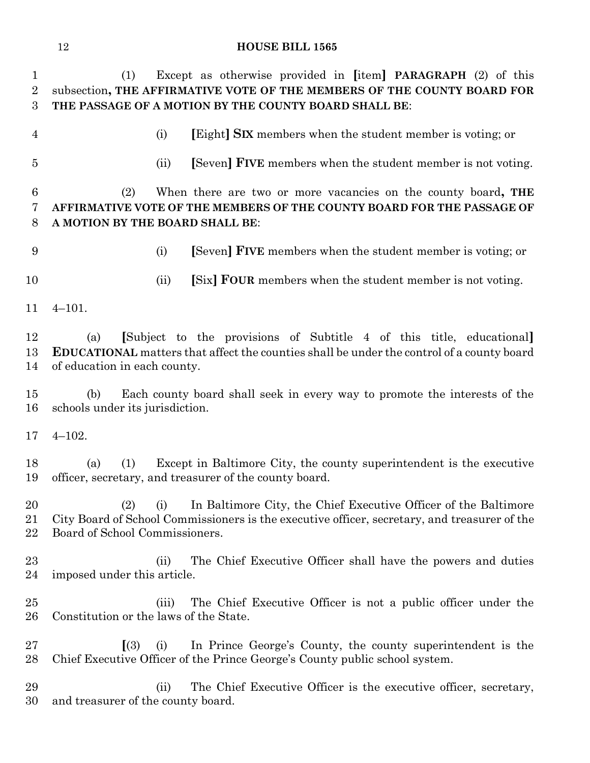(1) Except as otherwise provided in [item] **PARAGRAPH** (2) of this subsection**, THE AFFIRMATIVE VOTE OF THE MEMBERS OF THE COUNTY BOARD FOR THE PASSAGE OF A MOTION BY THE COUNTY BOARD SHALL BE**:

(i) [Eight] **SIX** members when the student member is voting; or

(ii) [Seven] **FIVE** members when the student member is not voting.

(2) When there are two or more vacancies on the county board**, THE AFFIRMATIVE VOTE OF THE MEMBERS OF THE COUNTY BOARD FOR THE PASSAGE OF A MOTION BY THE BOARD SHALL BE**:

(i) [Seven] **FIVE** members when the student member is voting; or

(ii) [Six] **FOUR** members when the student member is not voting.

4–101.

(a) [Subject to the provisions of Subtitle 4 of this title, educational] **EDUCATIONAL** matters that affect the counties shall be under the control of a county board of education in each county.

(b) Each county board shall seek in every way to promote the interests of the schools under its jurisdiction.

4–102.

(a) (1) Except in Baltimore City, the county superintendent is the executive officer, secretary, and treasurer of the county board.

(2) (i) In Baltimore City, the Chief Executive Officer of the Baltimore City Board of School Commissioners is the executive officer, secretary, and treasurer of the Board of School Commissioners.

(ii) The Chief Executive Officer shall have the powers and duties imposed under this article.

(iii) The Chief Executive Officer is not a public officer under the Constitution or the laws of the State.

[(3) (i) In Prince George's County, the county superintendent is the Chief Executive Officer of the Prince George's County public school system.

(ii) The Chief Executive Officer is the executive officer, secretary, and treasurer of the county board.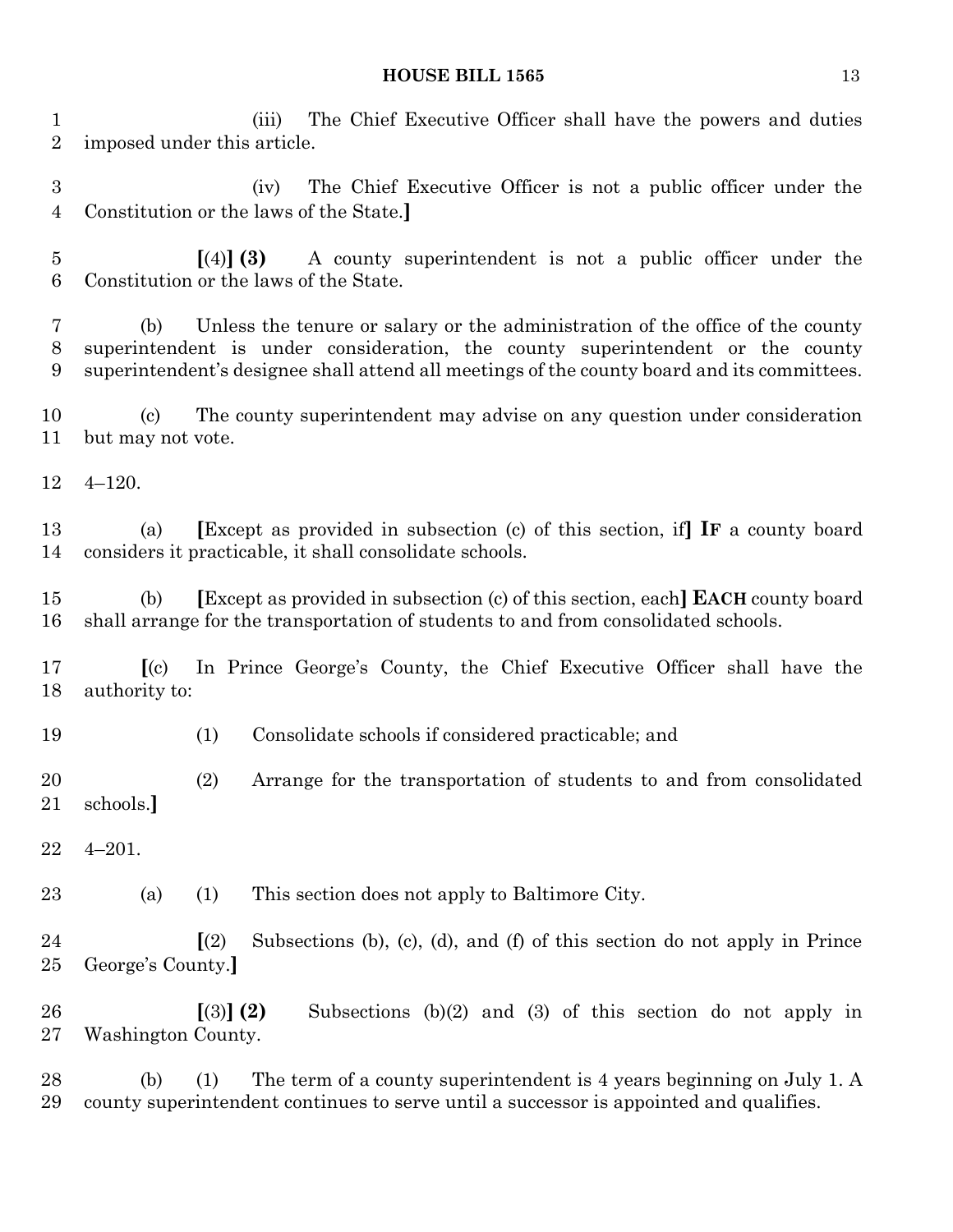(iii) The Chief Executive Officer shall have the powers and duties imposed under this article.

(iv) The Chief Executive Officer is not a public officer under the Constitution or the laws of the State.**]**

**[**(4)**] (3)** A county superintendent is not a public officer under the Constitution or the laws of the State.

(b) Unless the tenure or salary or the administration of the office of the county superintendent is under consideration, the county superintendent or the county superintendent's designee shall attend all meetings of the county board and its committees.

(c) The county superintendent may advise on any question under consideration but may not vote.

4–120.

(a) **[**Except as provided in subsection (c) of this section, if**] IF** a county board considers it practicable, it shall consolidate schools.

(b) **[**Except as provided in subsection (c) of this section, each**] EACH** county board shall arrange for the transportation of students to and from consolidated schools.

**[**(c) In Prince George's County, the Chief Executive Officer shall have the authority to:

(1) Consolidate schools if considered practicable; and

(2) Arrange for the transportation of students to and from consolidated schools.**]**

4–201.

(a) (1) This section does not apply to Baltimore City.

**[**(2) Subsections (b), (c), (d), and (f) of this section do not apply in Prince George's County.**]**

**[**(3)**] (2)** Subsections (b)(2) and (3) of this section do not apply in Washington County.

(b) (1) The term of a county superintendent is 4 years beginning on July 1. A county superintendent continues to serve until a successor is appointed and qualifies.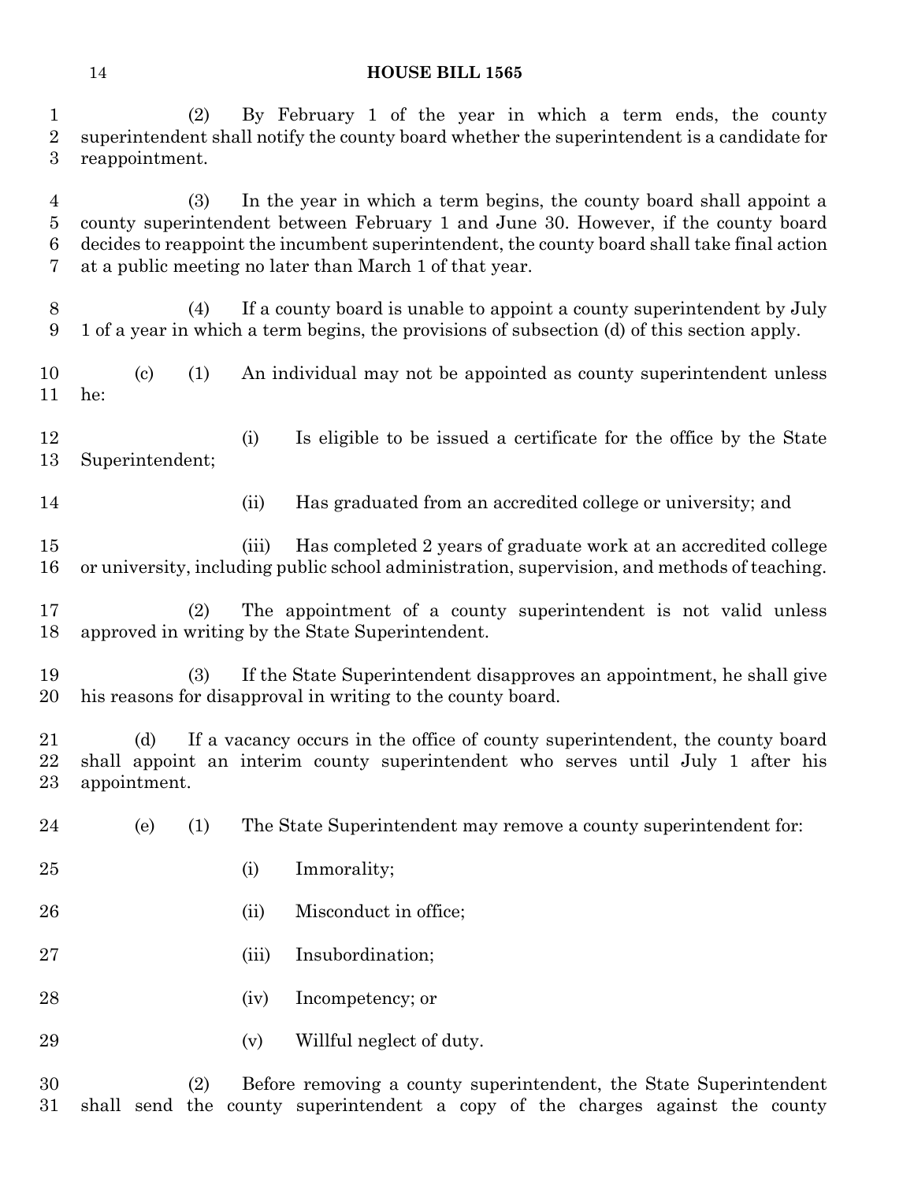(2) By February 1 of the year in which a term ends, the county superintendent shall notify the county board whether the superintendent is a candidate for reappointment.

(3) In the year in which a term begins, the county board shall appoint a county superintendent between February 1 and June 30. However, if the county board decides to reappoint the incumbent superintendent, the county board shall take final action at a public meeting no later than March 1 of that year.

(4) If a county board is unable to appoint a county superintendent by July 1 of a year in which a term begins, the provisions of subsection (d) of this section apply.

(c) (1) An individual may not be appointed as county superintendent unless he:

(i) Is eligible to be issued a certificate for the office by the State Superintendent;

(ii) Has graduated from an accredited college or university; and

(iii) Has completed 2 years of graduate work at an accredited college or university, including public school administration, supervision, and methods of teaching.

(2) The appointment of a county superintendent is not valid unless approved in writing by the State Superintendent.

(3) If the State Superintendent disapproves an appointment, he shall give his reasons for disapproval in writing to the county board.

(d) If a vacancy occurs in the office of county superintendent, the county board shall appoint an interim county superintendent who serves until July 1 after his appointment.

(e) (1) The State Superintendent may remove a county superintendent for:

(i) Immorality;

(ii) Misconduct in office;

(iii) Insubordination;

(iv) Incompetency; or

(v) Willful neglect of duty.

(2) Before removing a county superintendent, the State Superintendent shall send the county superintendent a copy of the charges against the county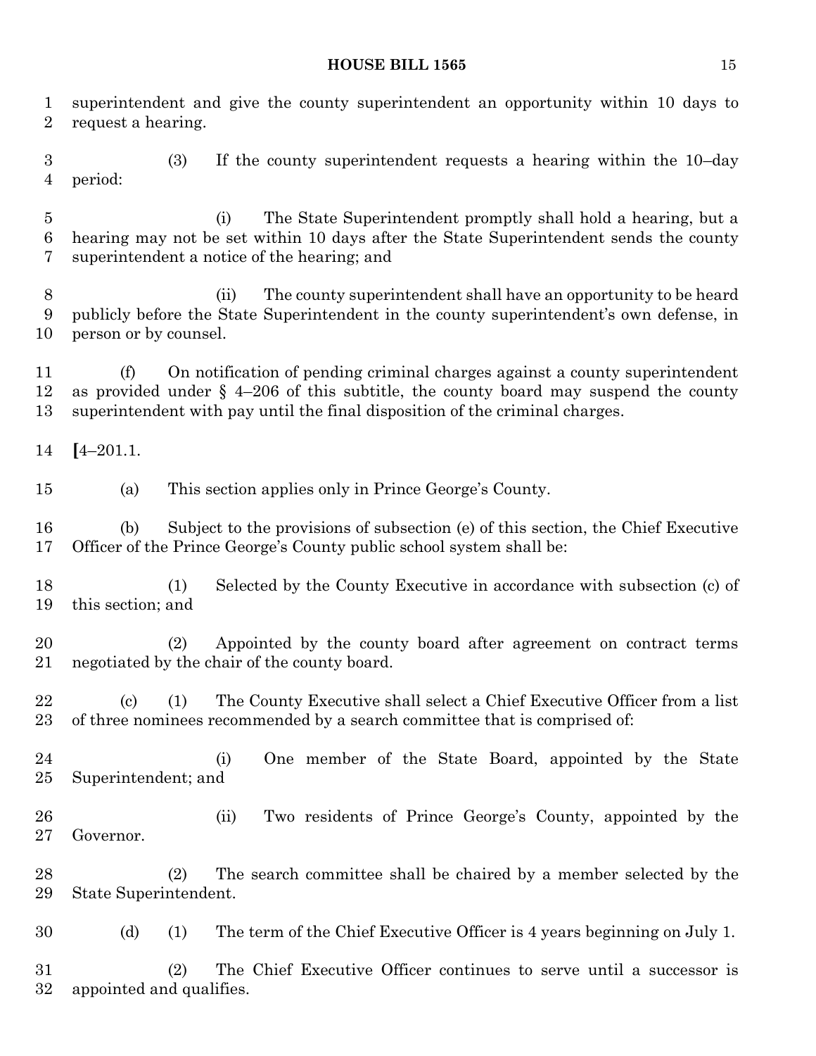superintendent and give the county superintendent an opportunity within 10 days to request a hearing.

(3) If the county superintendent requests a hearing within the 10–day period:

(i) The State Superintendent promptly shall hold a hearing, but a hearing may not be set within 10 days after the State Superintendent sends the county superintendent a notice of the hearing; and

(ii) The county superintendent shall have an opportunity to be heard publicly before the State Superintendent in the county superintendent's own defense, in person or by counsel.

(f) On notification of pending criminal charges against a county superintendent as provided under § 4–206 of this subtitle, the county board may suspend the county superintendent with pay until the final disposition of the criminal charges.

**[**4–201.1.

(a) This section applies only in Prince George's County.

(b) Subject to the provisions of subsection (e) of this section, the Chief Executive Officer of the Prince George's County public school system shall be:

(1) Selected by the County Executive in accordance with subsection (c) of this section; and

(2) Appointed by the county board after agreement on contract terms negotiated by the chair of the county board.

(c) (1) The County Executive shall select a Chief Executive Officer from a list of three nominees recommended by a search committee that is comprised of:

(i) One member of the State Board, appointed by the State Superintendent; and

(ii) Two residents of Prince George's County, appointed by the Governor.

(2) The search committee shall be chaired by a member selected by the State Superintendent.

(d) (1) The term of the Chief Executive Officer is 4 years beginning on July 1.

(2) The Chief Executive Officer continues to serve until a successor is appointed and qualifies.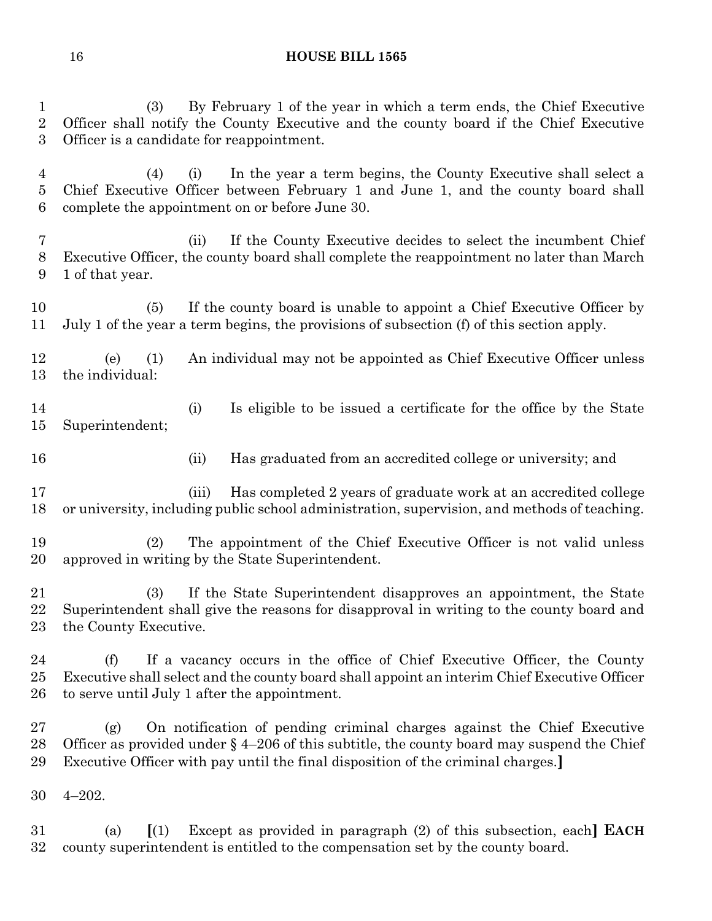(3) By February 1 of the year in which a term ends, the Chief Executive Officer shall notify the County Executive and the county board if the Chief Executive Officer is a candidate for reappointment.

(4) (i) In the year a term begins, the County Executive shall select a Chief Executive Officer between February 1 and June 1, and the county board shall complete the appointment on or before June 30.

(ii) If the County Executive decides to select the incumbent Chief Executive Officer, the county board shall complete the reappointment no later than March 1 of that year.

(5) If the county board is unable to appoint a Chief Executive Officer by July 1 of the year a term begins, the provisions of subsection (f) of this section apply.

(e) (1) An individual may not be appointed as Chief Executive Officer unless the individual:

(i) Is eligible to be issued a certificate for the office by the State Superintendent;

(ii) Has graduated from an accredited college or university; and

(iii) Has completed 2 years of graduate work at an accredited college or university, including public school administration, supervision, and methods of teaching.

(2) The appointment of the Chief Executive Officer is not valid unless approved in writing by the State Superintendent.

(3) If the State Superintendent disapproves an appointment, the State Superintendent shall give the reasons for disapproval in writing to the county board and the County Executive.

(f) If a vacancy occurs in the office of Chief Executive Officer, the County Executive shall select and the county board shall appoint an interim Chief Executive Officer to serve until July 1 after the appointment.

(g) On notification of pending criminal charges against the Chief Executive Officer as provided under § 4–206 of this subtitle, the county board may suspend the Chief Executive Officer with pay until the final disposition of the criminal charges.**]**

4–202.

(a) **[**(1) Except as provided in paragraph (2) of this subsection, each**]** **EACH** county superintendent is entitled to the compensation set by the county board.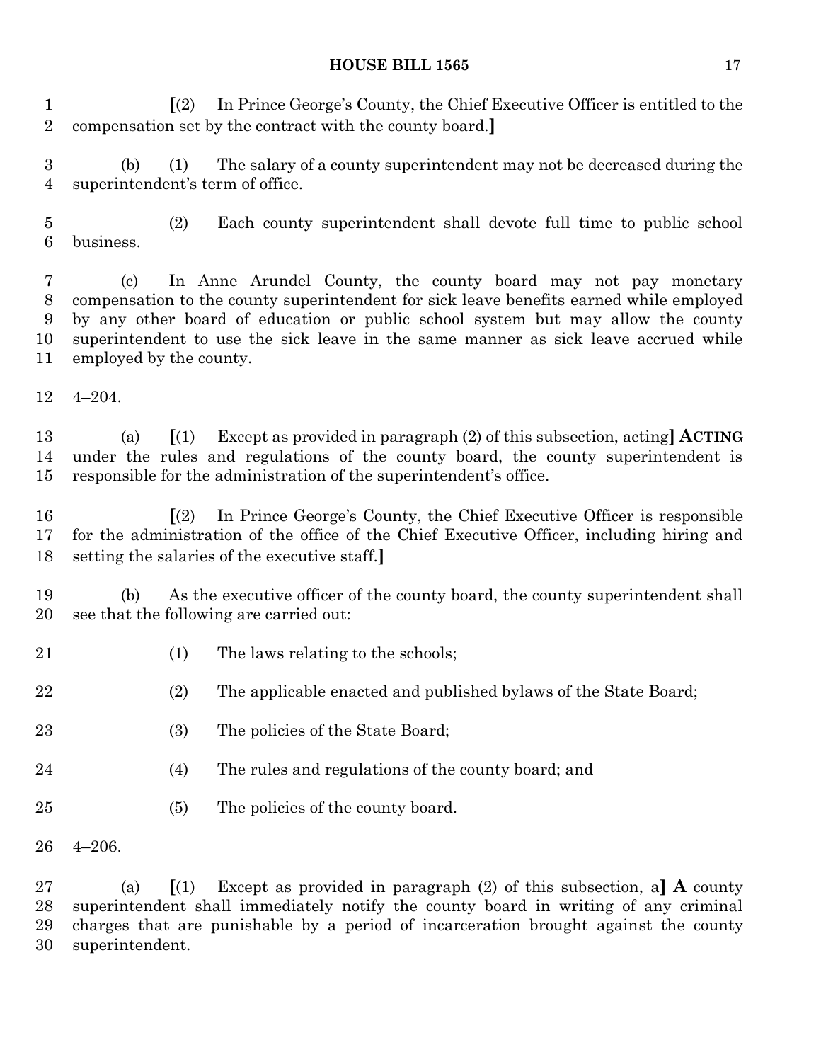[(2) In Prince George's County, the Chief Executive Officer is entitled to the compensation set by the contract with the county board.]

(b) (1) The salary of a county superintendent may not be decreased during the superintendent's term of office.

(2) Each county superintendent shall devote full time to public school business.

(c) In Anne Arundel County, the county board may not pay monetary compensation to the county superintendent for sick leave benefits earned while employed by any other board of education or public school system but may allow the county superintendent to use the sick leave in the same manner as sick leave accrued while employed by the county.

4–204.

(a) [(1) Except as provided in paragraph (2) of this subsection, acting] **ACTING** under the rules and regulations of the county board, the county superintendent is responsible for the administration of the superintendent's office.

[(2) In Prince George's County, the Chief Executive Officer is responsible for the administration of the office of the Chief Executive Officer, including hiring and setting the salaries of the executive staff.]

(b) As the executive officer of the county board, the county superintendent shall see that the following are carried out:

(1) The laws relating to the schools;

(2) The applicable enacted and published bylaws of the State Board;

(3) The policies of the State Board;

(4) The rules and regulations of the county board; and

(5) The policies of the county board.

4–206.

(a) [(1) Except as provided in paragraph (2) of this subsection, a] **A** county superintendent shall immediately notify the county board in writing of any criminal charges that are punishable by a period of incarceration brought against the county superintendent.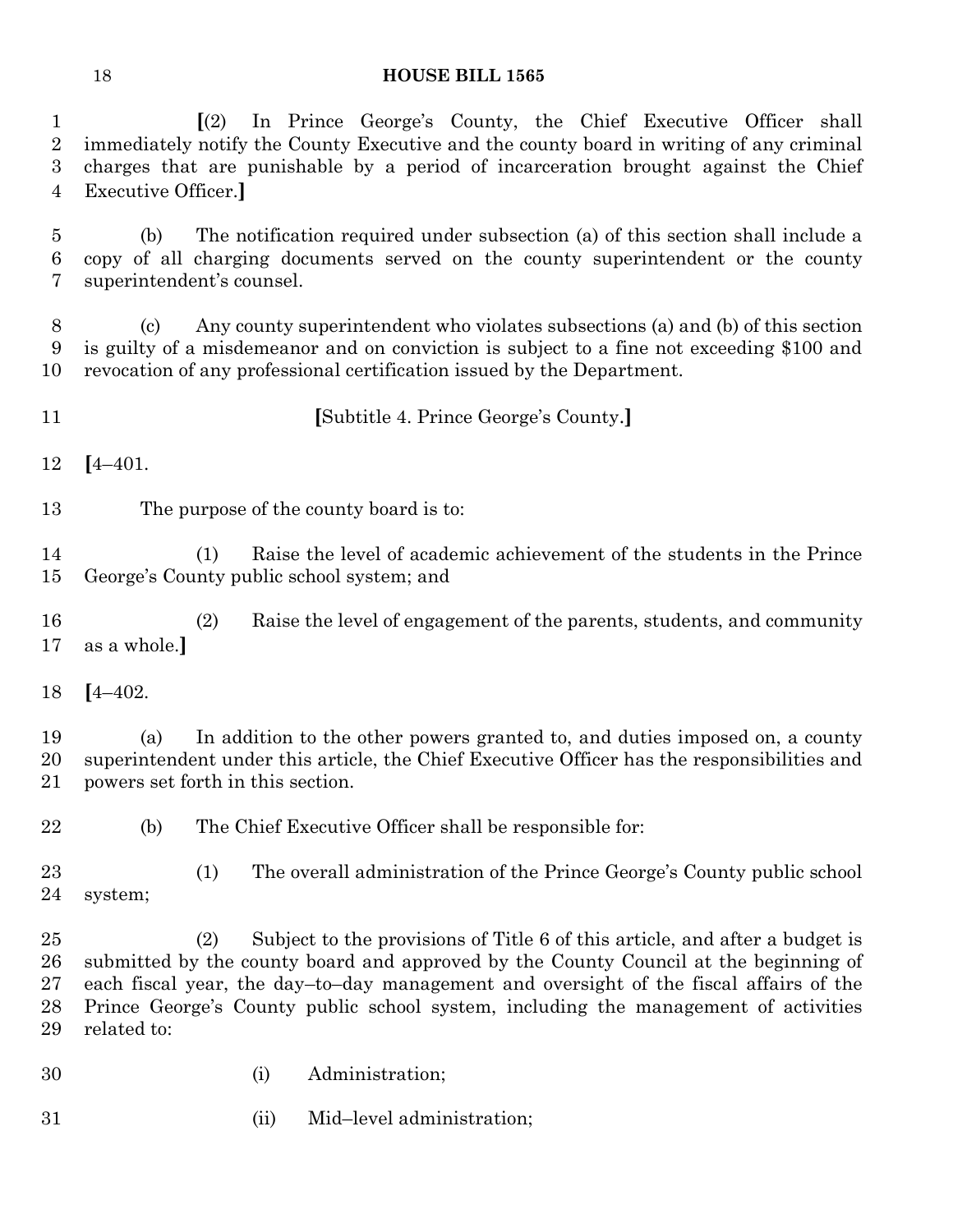**[**(2) In Prince George's County, the Chief Executive Officer shall immediately notify the County Executive and the county board in writing of any criminal charges that are punishable by a period of incarceration brought against the Chief Executive Officer.**]**

(b) The notification required under subsection (a) of this section shall include a copy of all charging documents served on the county superintendent or the county superintendent's counsel.

(c) Any county superintendent who violates subsections (a) and (b) of this section is guilty of a misdemeanor and on conviction is subject to a fine not exceeding $100 and revocation of any professional certification issued by the Department.

**[**Subtitle 4. Prince George's County.**]**

**[**4–401.

The purpose of the county board is to:

(1) Raise the level of academic achievement of the students in the Prince George's County public school system; and

(2) Raise the level of engagement of the parents, students, and community as a whole.**]**

**[**4–402.

(a) In addition to the other powers granted to, and duties imposed on, a county superintendent under this article, the Chief Executive Officer has the responsibilities and powers set forth in this section.

(b) The Chief Executive Officer shall be responsible for:

(1) The overall administration of the Prince George's County public school system;

(2) Subject to the provisions of Title 6 of this article, and after a budget is submitted by the county board and approved by the County Council at the beginning of each fiscal year, the day–to–day management and oversight of the fiscal affairs of the Prince George's County public school system, including the management of activities related to:

(i) Administration;

(ii) Mid–level administration;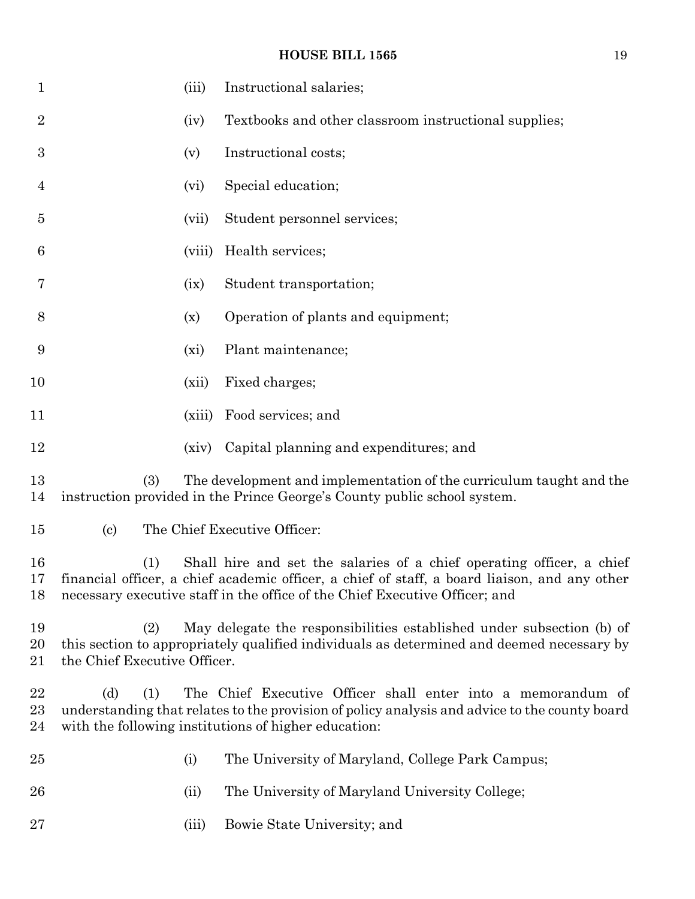(iii) Instructional salaries;

(iv) Textbooks and other classroom instructional supplies;

(v) Instructional costs;

(vi) Special education;

(vii) Student personnel services;

(viii) Health services;

(ix) Student transportation;

(x) Operation of plants and equipment;

(xi) Plant maintenance;

(xii) Fixed charges;

(xiii) Food services; and

(xiv) Capital planning and expenditures; and

(3) The development and implementation of the curriculum taught and the instruction provided in the Prince George's County public school system.

(c) The Chief Executive Officer:

(1) Shall hire and set the salaries of a chief operating officer, a chief financial officer, a chief academic officer, a chief of staff, a board liaison, and any other necessary executive staff in the office of the Chief Executive Officer; and

(2) May delegate the responsibilities established under subsection (b) of this section to appropriately qualified individuals as determined and deemed necessary by the Chief Executive Officer.

(d) (1) The Chief Executive Officer shall enter into a memorandum of understanding that relates to the provision of policy analysis and advice to the county board with the following institutions of higher education:

(i) The University of Maryland, College Park Campus;

(ii) The University of Maryland University College;

(iii) Bowie State University; and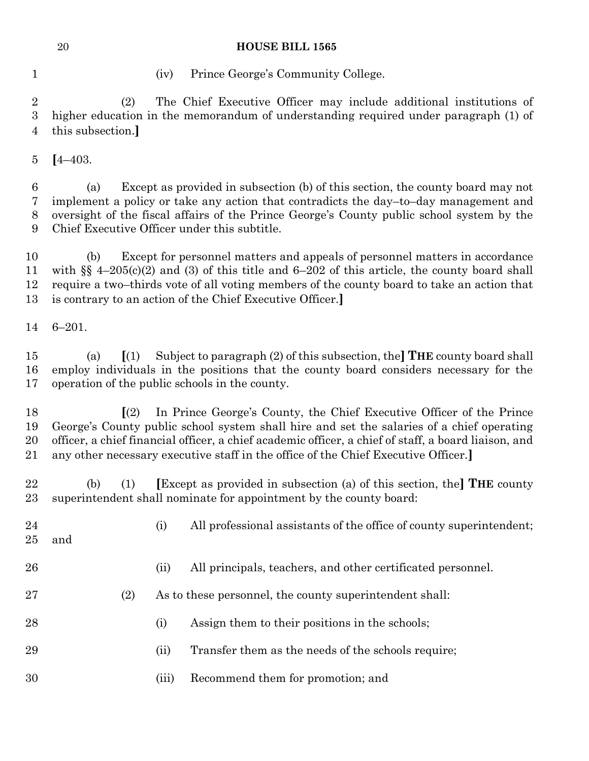(iv) Prince George's Community College.

(2) The Chief Executive Officer may include additional institutions of higher education in the memorandum of understanding required under paragraph (1) of this subsection.]

[4–403.

(a) Except as provided in subsection (b) of this section, the county board may not implement a policy or take any action that contradicts the day–to–day management and oversight of the fiscal affairs of the Prince George's County public school system by the Chief Executive Officer under this subtitle.

(b) Except for personnel matters and appeals of personnel matters in accordance with §§ 4–205(c)(2) and (3) of this title and 6–202 of this article, the county board shall require a two–thirds vote of all voting members of the county board to take an action that is contrary to an action of the Chief Executive Officer.]

6–201.

(a) [(1) Subject to paragraph (2) of this subsection, the] **THE** county board shall employ individuals in the positions that the county board considers necessary for the operation of the public schools in the county.

[(2) In Prince George's County, the Chief Executive Officer of the Prince George's County public school system shall hire and set the salaries of a chief operating officer, a chief financial officer, a chief academic officer, a chief of staff, a board liaison, and any other necessary executive staff in the office of the Chief Executive Officer.]

(b) (1) [Except as provided in subsection (a) of this section, the] **THE** county superintendent shall nominate for appointment by the county board:

(i) All professional assistants of the office of county superintendent; and

(ii) All principals, teachers, and other certificated personnel.

(2) As to these personnel, the county superintendent shall:

(i) Assign them to their positions in the schools;

(ii) Transfer them as the needs of the schools require;

(iii) Recommend them for promotion; and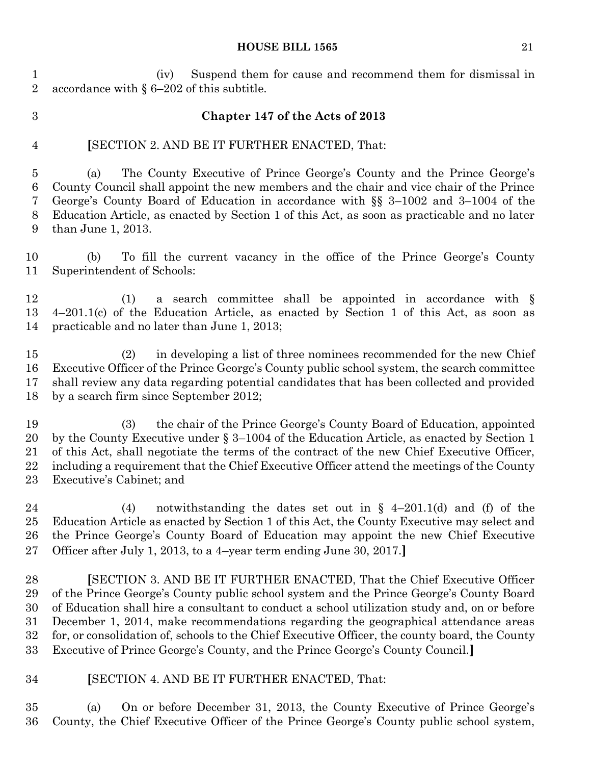(iv) Suspend them for cause and recommend them for dismissal in accordance with § 6–202 of this subtitle.

**Chapter 147 of the Acts of 2013**

**[**SECTION 2. AND BE IT FURTHER ENACTED, That:

(a) The County Executive of Prince George's County and the Prince George's County Council shall appoint the new members and the chair and vice chair of the Prince George's County Board of Education in accordance with §§ 3–1002 and 3–1004 of the Education Article, as enacted by Section 1 of this Act, as soon as practicable and no later than June 1, 2013.

(b) To fill the current vacancy in the office of the Prince George's County Superintendent of Schools:

(1) a search committee shall be appointed in accordance with § 4–201.1(c) of the Education Article, as enacted by Section 1 of this Act, as soon as practicable and no later than June 1, 2013;

(2) in developing a list of three nominees recommended for the new Chief Executive Officer of the Prince George's County public school system, the search committee shall review any data regarding potential candidates that has been collected and provided by a search firm since September 2012;

(3) the chair of the Prince George's County Board of Education, appointed by the County Executive under § 3–1004 of the Education Article, as enacted by Section 1 of this Act, shall negotiate the terms of the contract of the new Chief Executive Officer, including a requirement that the Chief Executive Officer attend the meetings of the County Executive's Cabinet; and

(4) notwithstanding the dates set out in § 4–201.1(d) and (f) of the Education Article as enacted by Section 1 of this Act, the County Executive may select and the Prince George's County Board of Education may appoint the new Chief Executive Officer after July 1, 2013, to a 4–year term ending June 30, 2017.**]**

**[**SECTION 3. AND BE IT FURTHER ENACTED, That the Chief Executive Officer of the Prince George's County public school system and the Prince George's County Board of Education shall hire a consultant to conduct a school utilization study and, on or before December 1, 2014, make recommendations regarding the geographical attendance areas for, or consolidation of, schools to the Chief Executive Officer, the county board, the County Executive of Prince George's County, and the Prince George's County Council.**]**

**[**SECTION 4. AND BE IT FURTHER ENACTED, That:

(a) On or before December 31, 2013, the County Executive of Prince George's County, the Chief Executive Officer of the Prince George's County public school system,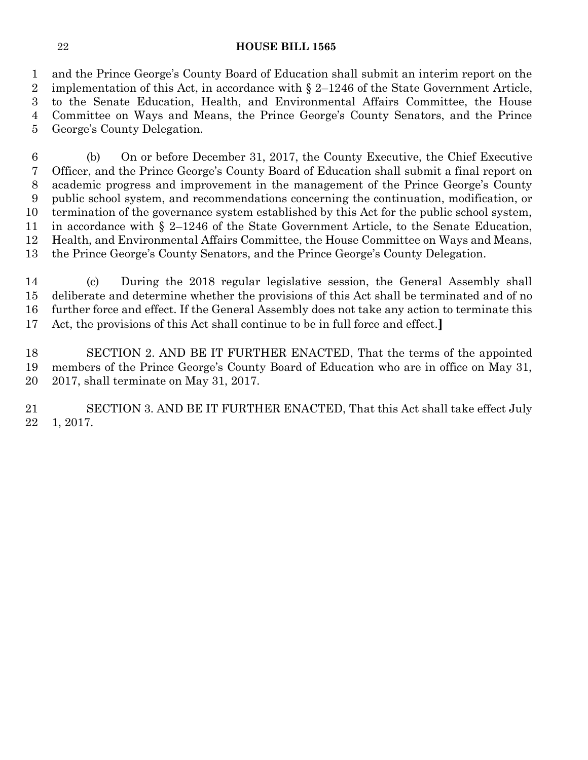and the Prince George's County Board of Education shall submit an interim report on the implementation of this Act, in accordance with § 2–1246 of the State Government Article, to the Senate Education, Health, and Environmental Affairs Committee, the House Committee on Ways and Means, the Prince George's County Senators, and the Prince George's County Delegation.

(b) On or before December 31, 2017, the County Executive, the Chief Executive Officer, and the Prince George's County Board of Education shall submit a final report on academic progress and improvement in the management of the Prince George's County public school system, and recommendations concerning the continuation, modification, or termination of the governance system established by this Act for the public school system, in accordance with § 2–1246 of the State Government Article, to the Senate Education, Health, and Environmental Affairs Committee, the House Committee on Ways and Means, the Prince George's County Senators, and the Prince George's County Delegation.

(c) During the 2018 regular legislative session, the General Assembly shall deliberate and determine whether the provisions of this Act shall be terminated and of no further force and effect. If the General Assembly does not take any action to terminate this Act, the provisions of this Act shall continue to be in full force and effect.**]**

SECTION 2. AND BE IT FURTHER ENACTED, That the terms of the appointed members of the Prince George's County Board of Education who are in office on May 31, 2017, shall terminate on May 31, 2017.

SECTION 3. AND BE IT FURTHER ENACTED, That this Act shall take effect July 1, 2017.